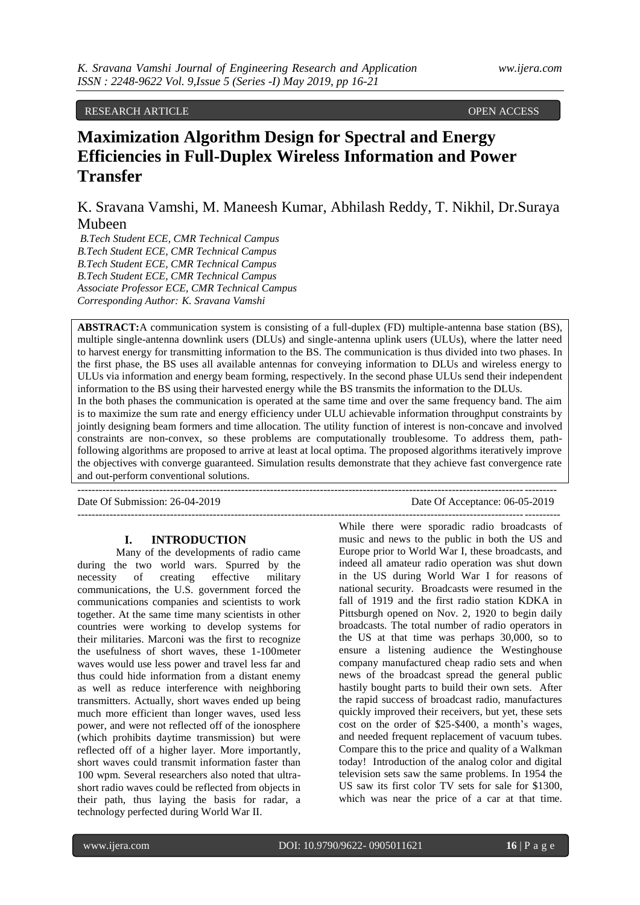RESEARCH ARTICLE OPEN ACCESS

# Maximization Algorithm Design for Spectral and Energy Efficiencies in Full-Duplex Wireless Information and Power Transfer

K. Sravana Vamshi, M. Maneesh Kumar, Abhilash Reddy, T. Nikhil, Dr.Suraya Mubeen

*B.Tech Student ECE, CMR Technical Campus*
*B.Tech Student ECE, CMR Technical Campus*
*B.Tech Student ECE, CMR Technical Campus*
*B.Tech Student ECE, CMR Technical Campus*
*Associate Professor ECE, CMR Technical Campus*
*Corresponding Author: K. Sravana Vamshi*

**ABSTRACT:** A communication system is consisting of a full-duplex (FD) multiple-antenna base station (BS), multiple single-antenna downlink users (DLUs) and single-antenna uplink users (ULUs), where the latter need to harvest energy for transmitting information to the BS. The communication is thus divided into two phases. In the first phase, the BS uses all available antennas for conveying information to DLUs and wireless energy to ULUs via information and energy beam forming, respectively. In the second phase ULUs send their independent information to the BS using their harvested energy while the BS transmits the information to the DLUs.

In the both phases the communication is operated at the same time and over the same frequency band. The aim is to maximize the sum rate and energy efficiency under ULU achievable information throughput constraints by jointly designing beam formers and time allocation. The utility function of interest is non-concave and involved constraints are non-convex, so these problems are computationally troublesome. To address them, path-following algorithms are proposed to arrive at least at local optima. The proposed algorithms iteratively improve the objectives with converge guaranteed. Simulation results demonstrate that they achieve fast convergence rate and out-perform conventional solutions.

---

Date Of Submission: 26-04-2019 Date Of Acceptance: 06-05-2019

---

## I. INTRODUCTION

Many of the developments of radio came during the two world wars. Spurred by the necessity of creating effective military communications, the U.S. government forced the communications companies and scientists to work together. At the same time many scientists in other countries were working to develop systems for their militaries. Marconi was the first to recognize the usefulness of short waves, these 1-100meter waves would use less power and travel less far and thus could hide information from a distant enemy as well as reduce interference with neighboring transmitters. Actually, short waves ended up being much more efficient than longer waves, used less power, and were not reflected off of the ionosphere (which prohibits daytime transmission) but were reflected off of a higher layer. More importantly, short waves could transmit information faster than 100 wpm. Several researchers also noted that ultra-short radio waves could be reflected from objects in their path, thus laying the basis for radar, a technology perfected during World War II.

While there were sporadic radio broadcasts of music and news to the public in both the US and Europe prior to World War I, these broadcasts, and indeed all amateur radio operation was shut down in the US during World War I for reasons of national security. Broadcasts were resumed in the fall of 1919 and the first radio station KDKA in Pittsburgh opened on Nov. 2, 1920 to begin daily broadcasts. The total number of radio operators in the US at that time was perhaps 30,000, so to ensure a listening audience the Westinghouse company manufactured cheap radio sets and when news of the broadcast spread the general public hastily bought parts to build their own sets. After the rapid success of broadcast radio, manufactures quickly improved their receivers, but yet, these sets cost on the order of \$25-\$400, a month's wages, and needed frequent replacement of vacuum tubes. Compare this to the price and quality of a Walkman today! Introduction of the analog color and digital television sets saw the same problems. In 1954 the US saw its first color TV sets for sale for \$1300, which was near the price of a car at that time.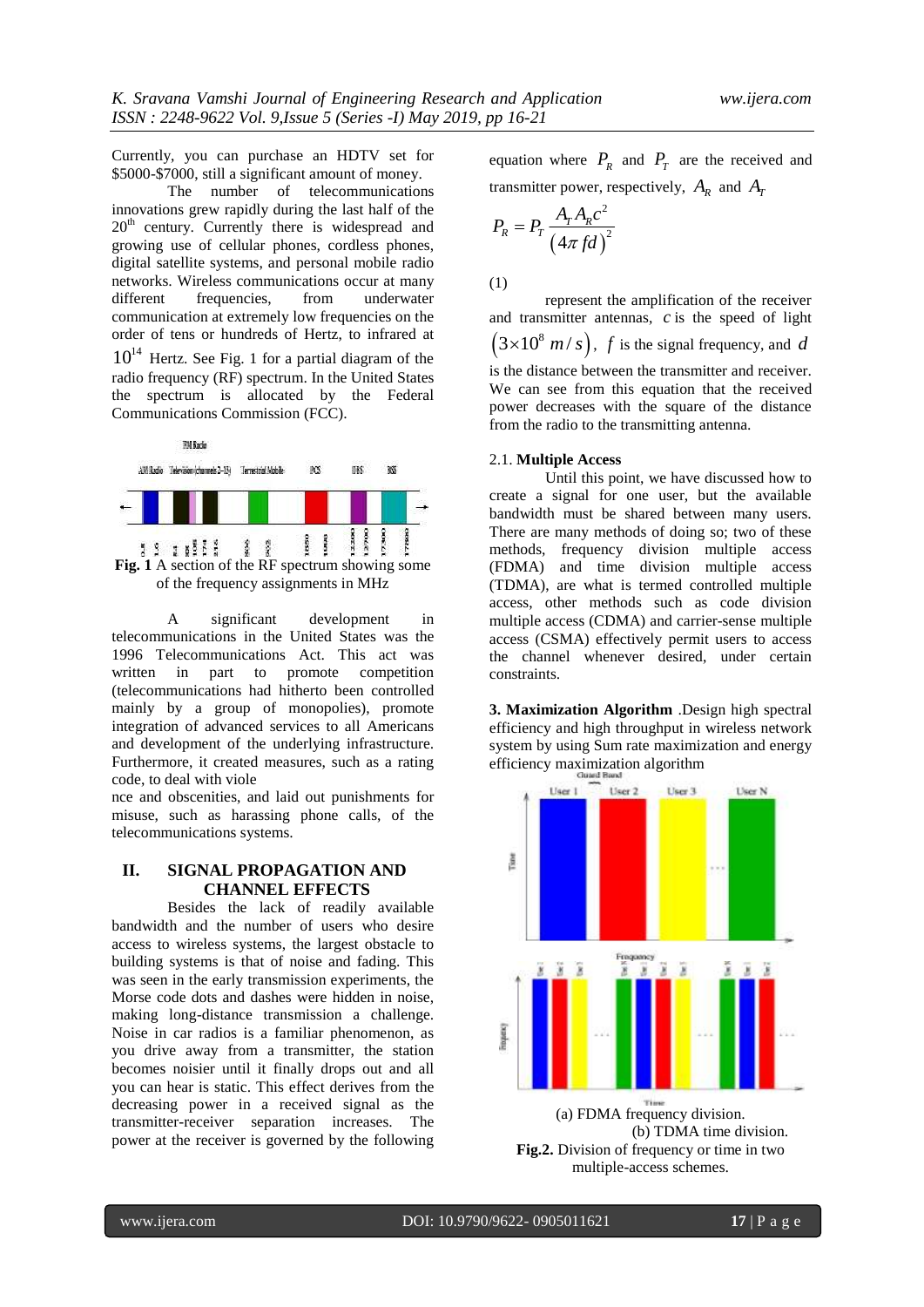Currently, you can purchase an HDTV set for \$5000-\$7000, still a significant amount of money.

The number of telecommunications innovations grew rapidly during the last half of the 20th century. Currently there is widespread and growing use of cellular phones, cordless phones, digital satellite systems, and personal mobile radio networks. Wireless communications occur at many different frequencies, from underwater communication at extremely low frequencies on the order of tens or hundreds of Hertz, to infrared at $10^{14}$ Hertz. See Fig. 1 for a partial diagram of the radio frequency (RF) spectrum. In the United States the spectrum is allocated by the Federal Communications Commission (FCC).

**Fig. 1** A section of the RF spectrum showing some of the frequency assignments in MHz

A significant development in telecommunications in the United States was the 1996 Telecommunications Act. This act was written in part to promote competition (telecommunications had hitherto been controlled mainly by a group of monopolies), promote integration of advanced services to all Americans and development of the underlying infrastructure. Furthermore, it created measures, such as a rating code, to deal with viole nce and obscenities, and laid out punishments for misuse, such as harassing phone calls, of the telecommunications systems.

## II. SIGNAL PROPAGATION AND CHANNEL EFFECTS

Besides the lack of readily available bandwidth and the number of users who desire access to wireless systems, the largest obstacle to building systems is that of noise and fading. This was seen in the early transmission experiments, the Morse code dots and dashes were hidden in noise, making long-distance transmission a challenge. Noise in car radios is a familiar phenomenon, as you drive away from a transmitter, the station becomes noisier until it finally drops out and all you can hear is static. This effect derives from the decreasing power in a received signal as the transmitter-receiver separation increases. The power at the receiver is governed by the following equation where $P_R$ and $P_T$ are the received and transmitter power, respectively, $A_R$ and $A_T$

$$P_R = P_T \frac{A_T A_R c^2}{(4\pi f d)^2}$$

(1)

represent the amplification of the receiver and transmitter antennas, $c$ is the speed of light $(3\times10^8\ m/s)$, $f$ is the signal frequency, and $d$ is the distance between the transmitter and receiver. We can see from this equation that the received power decreases with the square of the distance from the radio to the transmitting antenna.

### 2.1. Multiple Access

Until this point, we have discussed how to create a signal for one user, but the available bandwidth must be shared between many users. There are many methods of doing so; two of these methods, frequency division multiple access (FDMA) and time division multiple access (TDMA), are what is termed controlled multiple access, other methods such as code division multiple access (CDMA) and carrier-sense multiple access (CSMA) effectively permit users to access the channel whenever desired, under certain constraints.

**3. Maximization Algorithm** .Design high spectral efficiency and high throughput in wireless network system by using Sum rate maximization and energy efficiency maximization algorithm

(a) FDMA frequency division.
(b) TDMA time division.

**Fig.2.** Division of frequency or time in two multiple-access schemes.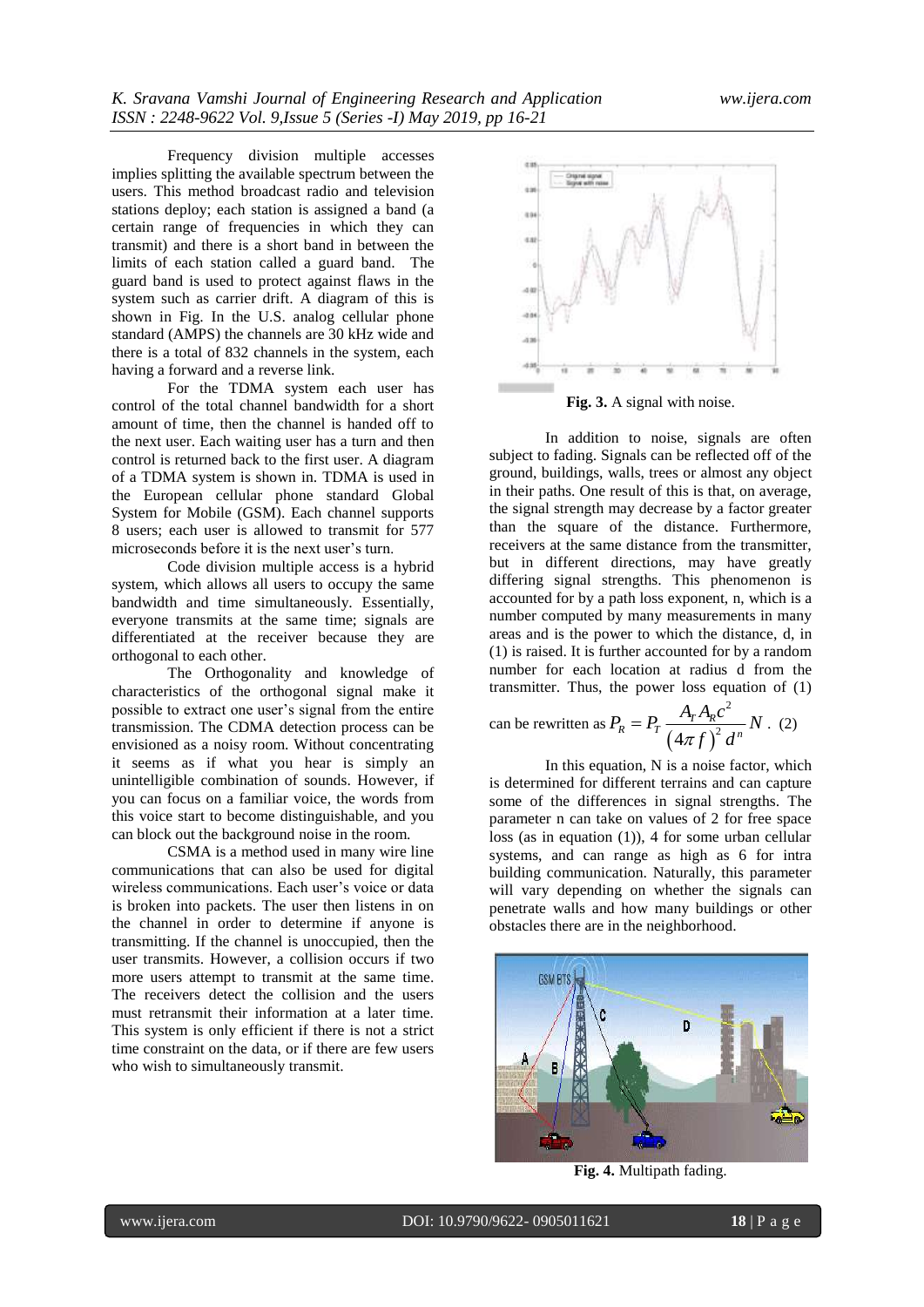Frequency division multiple accesses implies splitting the available spectrum between the users. This method broadcast radio and television stations deploy; each station is assigned a band (a certain range of frequencies in which they can transmit) and there is a short band in between the limits of each station called a guard band. The guard band is used to protect against flaws in the system such as carrier drift. A diagram of this is shown in Fig. In the U.S. analog cellular phone standard (AMPS) the channels are 30 kHz wide and there is a total of 832 channels in the system, each having a forward and a reverse link.

For the TDMA system each user has control of the total channel bandwidth for a short amount of time, then the channel is handed off to the next user. Each waiting user has a turn and then control is returned back to the first user. A diagram of a TDMA system is shown in. TDMA is used in the European cellular phone standard Global System for Mobile (GSM). Each channel supports 8 users; each user is allowed to transmit for 577 microseconds before it is the next user's turn.

Code division multiple access is a hybrid system, which allows all users to occupy the same bandwidth and time simultaneously. Essentially, everyone transmits at the same time; signals are differentiated at the receiver because they are orthogonal to each other.

The Orthogonality and knowledge of characteristics of the orthogonal signal make it possible to extract one user's signal from the entire transmission. The CDMA detection process can be envisioned as a noisy room. Without concentrating it seems as if what you hear is simply an unintelligible combination of sounds. However, if you can focus on a familiar voice, the words from this voice start to become distinguishable, and you can block out the background noise in the room.

CSMA is a method used in many wire line communications that can also be used for digital wireless communications. Each user's voice or data is broken into packets. The user then listens in on the channel in order to determine if anyone is transmitting. If the channel is unoccupied, then the user transmits. However, a collision occurs if two more users attempt to transmit at the same time. The receivers detect the collision and the users must retransmit their information at a later time. This system is only efficient if there is not a strict time constraint on the data, or if there are few users who wish to simultaneously transmit.

**Fig. 3.** A signal with noise.

In addition to noise, signals are often subject to fading. Signals can be reflected off of the ground, buildings, walls, trees or almost any object in their paths. One result of this is that, on average, the signal strength may decrease by a factor greater than the square of the distance. Furthermore, receivers at the same distance from the transmitter, but in different directions, may have greatly differing signal strengths. This phenomenon is accounted for by a path loss exponent, n, which is a number computed by many measurements in many areas and is the power to which the distance, d, in (1) is raised. It is further accounted for by a random number for each location at radius d from the transmitter. Thus, the power loss equation of (1) can be rewritten as

$$P_R = P_T \frac{A_T A_R c^2}{(4\pi f)^2 d^n} N . \quad (2)$$

In this equation, N is a noise factor, which is determined for different terrains and can capture some of the differences in signal strengths. The parameter n can take on values of 2 for free space loss (as in equation (1)), 4 for some urban cellular systems, and can range as high as 6 for intra building communication. Naturally, this parameter will vary depending on whether the signals can penetrate walls and how many buildings or other obstacles there are in the neighborhood.

**Fig. 4.** Multipath fading.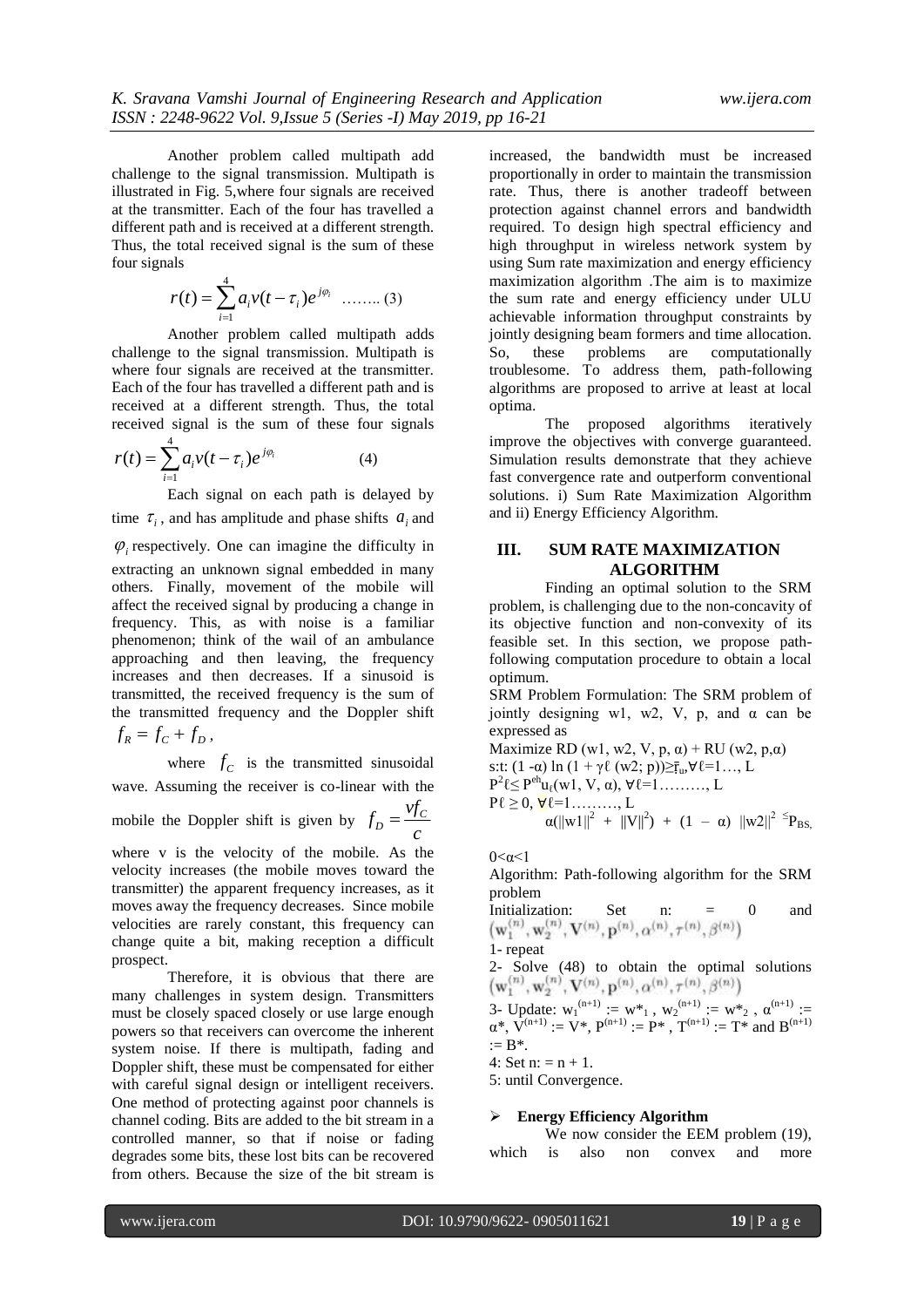Another problem called multipath add challenge to the signal transmission. Multipath is illustrated in Fig. 5,where four signals are received at the transmitter. Each of the four has travelled a different path and is received at a different strength. Thus, the total received signal is the sum of these four signals

$$r(t) = \sum_{i=1}^{4} a_i v(t - \tau_i) e^{j\varphi_i} \quad \text{…….. (3)}$$

Another problem called multipath adds challenge to the signal transmission. Multipath is where four signals are received at the transmitter. Each of the four has travelled a different path and is received at a different strength. Thus, the total received signal is the sum of these four signals

$$r(t) = \sum_{i=1}^{4} a_i v(t - \tau_i) e^{j\varphi_i} \qquad (4)$$

Each signal on each path is delayed by time $\tau_i$ , and has amplitude and phase shifts $a_i$ and $\varphi_i$ respectively. One can imagine the difficulty in extracting an unknown signal embedded in many others. Finally, movement of the mobile will affect the received signal by producing a change in frequency. This, as with noise is a familiar phenomenon; think of the wail of an ambulance approaching and then leaving, the frequency increases and then decreases. If a sinusoid is transmitted, the received frequency is the sum of the transmitted frequency and the Doppler shift $f_R = f_C + f_D$ ,

where $f_C$ is the transmitted sinusoidal wave. Assuming the receiver is co-linear with the mobile the Doppler shift is given by $f_D = \frac{v f_C}{c}$ where v is the velocity of the mobile. As the velocity increases (the mobile moves toward the transmitter) the apparent frequency increases, as it moves away the frequency decreases. Since mobile velocities are rarely constant, this frequency can change quite a bit, making reception a difficult prospect.

Therefore, it is obvious that there are many challenges in system design. Transmitters must be closely spaced closely or use large enough powers so that receivers can overcome the inherent system noise. If there is multipath, fading and Doppler shift, these must be compensated for either with careful signal design or intelligent receivers. One method of protecting against poor channels is channel coding. Bits are added to the bit stream in a controlled manner, so that if noise or fading degrades some bits, these lost bits can be recovered from others. Because the size of the bit stream is increased, the bandwidth must be increased proportionally in order to maintain the transmission rate. Thus, there is another tradeoff between protection against channel errors and bandwidth required. To design high spectral efficiency and high throughput in wireless network system by using Sum rate maximization and energy efficiency maximization algorithm .The aim is to maximize the sum rate and energy efficiency under ULU achievable information throughput constraints by jointly designing beam formers and time allocation. So, these problems are computationally troublesome. To address them, path-following algorithms are proposed to arrive at least at local optima.

The proposed algorithms iteratively improve the objectives with converge guaranteed. Simulation results demonstrate that they achieve fast convergence rate and outperform conventional solutions. i) Sum Rate Maximization Algorithm and ii) Energy Efficiency Algorithm.

## III. SUM RATE MAXIMIZATION ALGORITHM

Finding an optimal solution to the SRM problem, is challenging due to the non-concavity of its objective function and non-convexity of its feasible set. In this section, we propose path-following computation procedure to obtain a local optimum.

SRM Problem Formulation: The SRM problem of jointly designing w1, w2, V, p, and α can be expressed as

Maximize RD (w1, w2, V, p, α) + RU (w2, p,α)

s:t: $(1 - \alpha) \ln(1 + \gamma_\ell (w2; p)) \geq \bar{r}_u, \forall \ell = 1 \ldots, L$

$P^2_\ell \leq P^{eh} u_\ell(w1, V, \alpha), \forall \ell = 1 \ldots\ldots\ldots, L$

$P_\ell \geq 0, \forall \ell = 1 \ldots\ldots\ldots, L$

$\alpha(\|w1\|^2 + \|V\|^2) + (1 - \alpha)\ \|w2\|^2 \leq P_{BS,}$

$0 < \alpha < 1$

Algorithm: Path-following algorithm for the SRM problem

Initialization: Set n: = 0 and $\left(\mathbf{w}_1^{(n)}, \mathbf{w}_2^{(n)}, \mathbf{V}^{(n)}, \mathbf{p}^{(n)}, \alpha^{(n)}, \tau^{(n)}, \beta^{(n)}\right)$

1- repeat

2- Solve (48) to obtain the optimal solutions $\left(\mathbf{w}_1^{(n)}, \mathbf{w}_2^{(n)}, \mathbf{V}^{(n)}, \mathbf{p}^{(n)}, \alpha^{(n)}, \tau^{(n)}, \beta^{(n)}\right)$

3- Update: $w_1^{(n+1)} := w^*_1$ , $w_2^{(n+1)} := w^*_2$ , $\alpha^{(n+1)} := \alpha^*$, $V^{(n+1)} := V^*$, $P^{(n+1)} := P^*$ , $T^{(n+1)} := T^*$ and $B^{(n+1)} := B^*$.

4: Set n: = n + 1.

5: until Convergence.

- **Energy Efficiency Algorithm**

We now consider the EEM problem (19), which is also non convex and more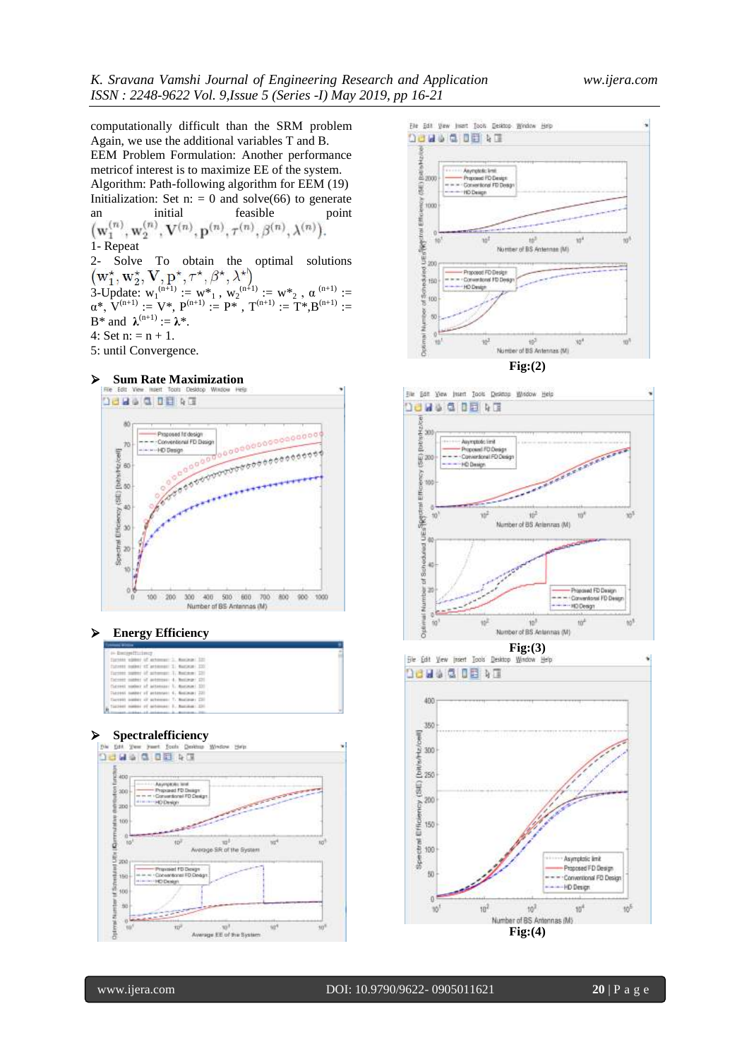computationally difficult than the SRM problem Again, we use the additional variables T and B.

EEM Problem Formulation: Another performance metricof interest is to maximize EE of the system.

Algorithm: Path-following algorithm for EEM (19)

Initialization: Set n: = 0 and solve(66) to generate an initial feasible point $\left(\mathbf{w}_1^{(n)}, \mathbf{w}_2^{(n)}, \mathbf{V}^{(n)}, \mathbf{p}^{(n)}, \tau^{(n)}, \beta^{(n)}, \lambda^{(n)}\right)$.

1- Repeat

2- Solve To obtain the optimal solutions $\left(\mathbf{w}_1^{\star}, \mathbf{w}_2^{\star}, \mathbf{V}, \mathbf{p}^{\star}, \tau^{\star}, \beta^{\star}, \lambda^{\star}\right)$

3-Update: $w_1^{(n+1)} := w^*_1$ , $w_2^{(n+1)} := w^*_2$ , $\alpha^{(n+1)} := \alpha^*$, $V^{(n+1)} := V^*$, $P^{(n+1)} := P^*$ , $T^{(n+1)} := T^*$,$B^{(n+1)} := B^*$ and $\lambda^{(n+1)} := \lambda^*$.

4: Set n: = n + 1.

5: until Convergence.

- **Sum Rate Maximization**

- **Energy Efficiency**

- **Spectralefficiency**

Fig:(2)

Fig:(3)

Fig:(4)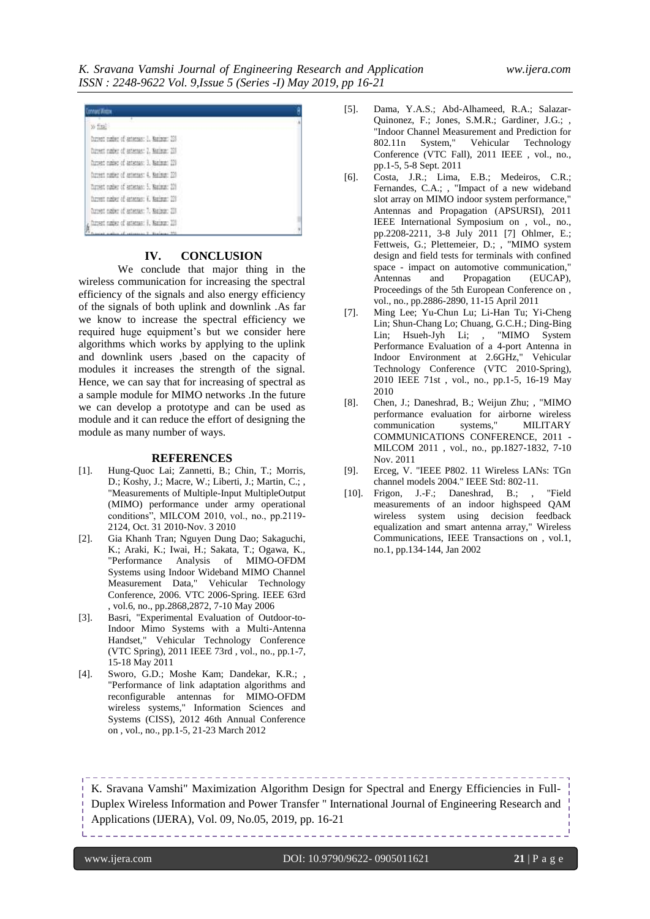## IV. CONCLUSION

We conclude that major thing in the wireless communication for increasing the spectral efficiency of the signals and also energy efficiency of the signals of both uplink and downlink .As far we know to increase the spectral efficiency we required huge equipment's but we consider here algorithms which works by applying to the uplink and downlink users ,based on the capacity of modules it increases the strength of the signal. Hence, we can say that for increasing of spectral as a sample module for MIMO networks .In the future we can develop a prototype and can be used as module and it can reduce the effort of designing the module as many number of ways.

## REFERENCES

[1]. Hung-Quoc Lai; Zannetti, B.; Chin, T.; Morris, D.; Koshy, J.; Macre, W.; Liberti, J.; Martin, C.; , "Measurements of Multiple-Input MultipleOutput (MIMO) performance under army operational conditions", MILCOM 2010, vol., no., pp.2119-2124, Oct. 31 2010-Nov. 3 2010

[2]. Gia Khanh Tran; Nguyen Dung Dao; Sakaguchi, K.; Araki, K.; Iwai, H.; Sakata, T.; Ogawa, K., "Performance Analysis of MIMO-OFDM Systems using Indoor Wideband MIMO Channel Measurement Data," Vehicular Technology Conference, 2006. VTC 2006-Spring. IEEE 63rd , vol.6, no., pp.2868,2872, 7-10 May 2006

[3]. Basri, "Experimental Evaluation of Outdoor-to-Indoor Mimo Systems with a Multi-Antenna Handset," Vehicular Technology Conference (VTC Spring), 2011 IEEE 73rd , vol., no., pp.1-7, 15-18 May 2011

[4]. Sworo, G.D.; Moshe Kam; Dandekar, K.R.; , "Performance of link adaptation algorithms and reconfigurable antennas for MIMO-OFDM wireless systems," Information Sciences and Systems (CISS), 2012 46th Annual Conference on , vol., no., pp.1-5, 21-23 March 2012

[5]. Dama, Y.A.S.; Abd-Alhameed, R.A.; Salazar-Quinonez, F.; Jones, S.M.R.; Gardiner, J.G.; , "Indoor Channel Measurement and Prediction for 802.11n System," Vehicular Technology Conference (VTC Fall), 2011 IEEE , vol., no., pp.1-5, 5-8 Sept. 2011

[6]. Costa, J.R.; Lima, E.B.; Medeiros, C.R.; Fernandes, C.A.; , "Impact of a new wideband slot array on MIMO indoor system performance," Antennas and Propagation (APSURSI), 2011 IEEE International Symposium on , vol., no., pp.2208-2211, 3-8 July 2011 [7] Ohlmer, E.; Fettweis, G.; Plettemeier, D.; , "MIMO system design and field tests for terminals with confined space - impact on automotive communication," Antennas and Propagation (EUCAP), Proceedings of the 5th European Conference on , vol., no., pp.2886-2890, 11-15 April 2011

[7]. Ming Lee; Yu-Chun Lu; Li-Han Tu; Yi-Cheng Lin; Shun-Chang Lo; Chuang, G.C.H.; Ding-Bing Lin; Hsueh-Jyh Li; , "MIMO System Performance Evaluation of a 4-port Antenna in Indoor Environment at 2.6GHz," Vehicular Technology Conference (VTC 2010-Spring), 2010 IEEE 71st , vol., no., pp.1-5, 16-19 May 2010

[8]. Chen, J.; Daneshrad, B.; Weijun Zhu; , "MIMO performance evaluation for airborne wireless communication systems," MILITARY COMMUNICATIONS CONFERENCE, 2011 - MILCOM 2011 , vol., no., pp.1827-1832, 7-10 Nov. 2011

[9]. Erceg, V. "IEEE P802. 11 Wireless LANs: TGn channel models 2004." IEEE Std: 802-11.

[10]. Frigon, J.-F.; Daneshrad, B.; , "Field measurements of an indoor highspeed QAM wireless system using decision feedback equalization and smart antenna array," Wireless Communications, IEEE Transactions on , vol.1, no.1, pp.134-144, Jan 2002

K. Sravana Vamshi" Maximization Algorithm Design for Spectral and Energy Efficiencies in Full-Duplex Wireless Information and Power Transfer " International Journal of Engineering Research and Applications (IJERA), Vol. 09, No.05, 2019, pp. 16-21